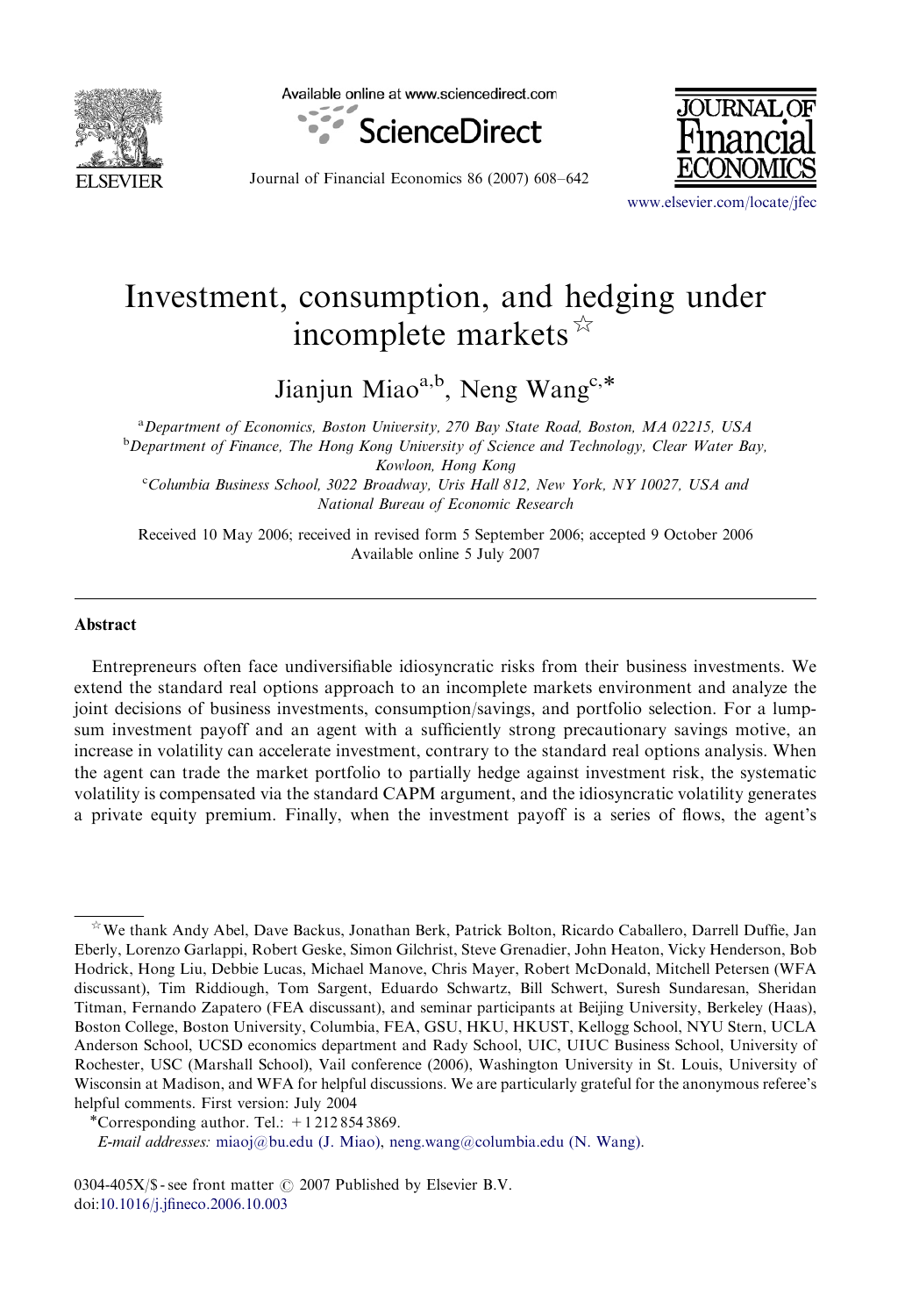# Investment, consumption, and hedging under incomplete markets[☆]

Jianjun Miao[a,b], Neng Wang[c,*]

[a]Department of Economics, Boston University, 270 Bay State Road, Boston, MA 02215, USA

[b]Department of Finance, The Hong Kong University of Science and Technology, Clear Water Bay, Kowloon, Hong Kong

[c]Columbia Business School, 3022 Broadway, Uris Hall 812, New York, NY 10027, USA and National Bureau of Economic Research

Received 10 May 2006; received in revised form 5 September 2006; accepted 9 October 2006
Available online 5 July 2007

## Abstract

Entrepreneurs often face undiversifiable idiosyncratic risks from their business investments. We extend the standard real options approach to an incomplete markets environment and analyze the joint decisions of business investments, consumption/savings, and portfolio selection. For a lump-sum investment payoff and an agent with a sufficiently strong precautionary savings motive, an increase in volatility can accelerate investment, contrary to the standard real options analysis. When the agent can trade the market portfolio to partially hedge against investment risk, the systematic volatility is compensated via the standard CAPM argument, and the idiosyncratic volatility generates a private equity premium. Finally, when the investment payoff is a series of flows, the agent's

---

[☆] We thank Andy Abel, Dave Backus, Jonathan Berk, Patrick Bolton, Ricardo Caballero, Darrell Duffie, Jan Eberly, Lorenzo Garlappi, Robert Geske, Simon Gilchrist, Steve Grenadier, John Heaton, Vicky Henderson, Bob Hodrick, Hong Liu, Debbie Lucas, Michael Manove, Chris Mayer, Robert McDonald, Mitchell Petersen (WFA discussant), Tim Riddiough, Tom Sargent, Eduardo Schwartz, Bill Schwert, Suresh Sundaresan, Sheridan Titman, Fernando Zapatero (FEA discussant), and seminar participants at Beijing University, Berkeley (Haas), Boston College, Boston University, Columbia, FEA, GSU, HKU, HKUST, Kellogg School, NYU Stern, UCLA Anderson School, UCSD economics department and Rady School, UIC, UIUC Business School, University of Rochester, USC (Marshall School), Vail conference (2006), Washington University in St. Louis, University of Wisconsin at Madison, and WFA for helpful discussions. We are particularly grateful for the anonymous referee's helpful comments. First version: July 2004

*Corresponding author. Tel.: +1 212 854 3869.

*E-mail addresses:* miaoj@bu.edu (J. Miao), neng.wang@columbia.edu (N. Wang).

0304-405X/$ - see front matter © 2007 Published by Elsevier B.V.
doi:10.1016/j.jfineco.2006.10.003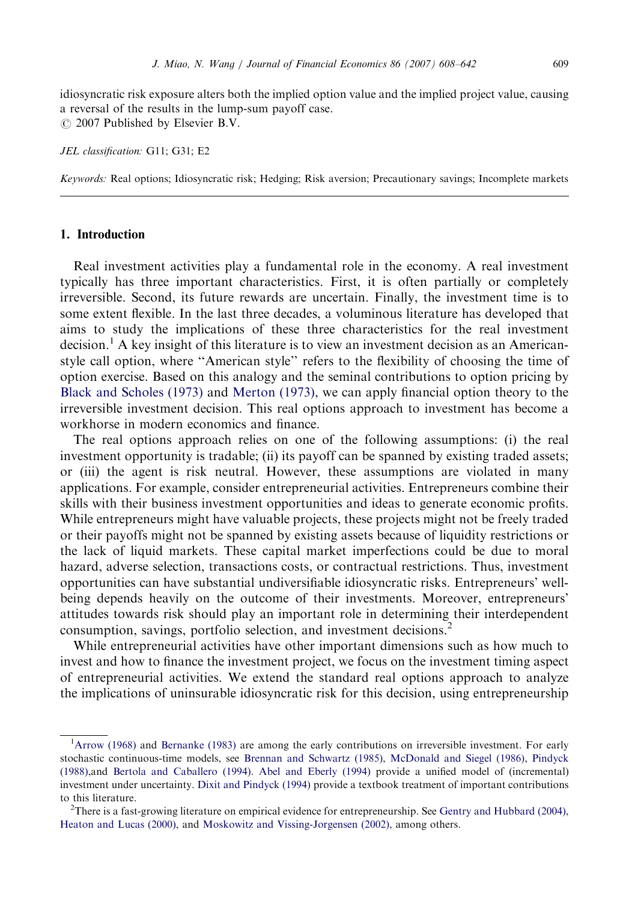idiosyncratic risk exposure alters both the implied option value and the implied project value, causing a reversal of the results in the lump-sum payoff case.
© 2007 Published by Elsevier B.V.

*JEL classification:* G11; G31; E2

*Keywords:* Real options; Idiosyncratic risk; Hedging; Risk aversion; Precautionary savings; Incomplete markets

## 1. Introduction

Real investment activities play a fundamental role in the economy. A real investment typically has three important characteristics. First, it is often partially or completely irreversible. Second, its future rewards are uncertain. Finally, the investment time is to some extent flexible. In the last three decades, a voluminous literature has developed that aims to study the implications of these three characteristics for the real investment decision.[1] A key insight of this literature is to view an investment decision as an American-style call option, where "American style" refers to the flexibility of choosing the time of option exercise. Based on this analogy and the seminal contributions to option pricing by Black and Scholes (1973) and Merton (1973), we can apply financial option theory to the irreversible investment decision. This real options approach to investment has become a workhorse in modern economics and finance.

The real options approach relies on one of the following assumptions: (i) the real investment opportunity is tradable; (ii) its payoff can be spanned by existing traded assets; or (iii) the agent is risk neutral. However, these assumptions are violated in many applications. For example, consider entrepreneurial activities. Entrepreneurs combine their skills with their business investment opportunities and ideas to generate economic profits. While entrepreneurs might have valuable projects, these projects might not be freely traded or their payoffs might not be spanned by existing assets because of liquidity restrictions or the lack of liquid markets. These capital market imperfections could be due to moral hazard, adverse selection, transactions costs, or contractual restrictions. Thus, investment opportunities can have substantial undiversifiable idiosyncratic risks. Entrepreneurs' well-being depends heavily on the outcome of their investments. Moreover, entrepreneurs' attitudes towards risk should play an important role in determining their interdependent consumption, savings, portfolio selection, and investment decisions.[2]

While entrepreneurial activities have other important dimensions such as how much to invest and how to finance the investment project, we focus on the investment timing aspect of entrepreneurial activities. We extend the standard real options approach to analyze the implications of uninsurable idiosyncratic risk for this decision, using entrepreneurship

[1] Arrow (1968) and Bernanke (1983) are among the early contributions on irreversible investment. For early stochastic continuous-time models, see Brennan and Schwartz (1985), McDonald and Siegel (1986), Pindyck (1988),and Bertola and Caballero (1994). Abel and Eberly (1994) provide a unified model of (incremental) investment under uncertainty. Dixit and Pindyck (1994) provide a textbook treatment of important contributions to this literature.

[2] There is a fast-growing literature on empirical evidence for entrepreneurship. See Gentry and Hubbard (2004), Heaton and Lucas (2000), and Moskowitz and Vissing-Jorgensen (2002), among others.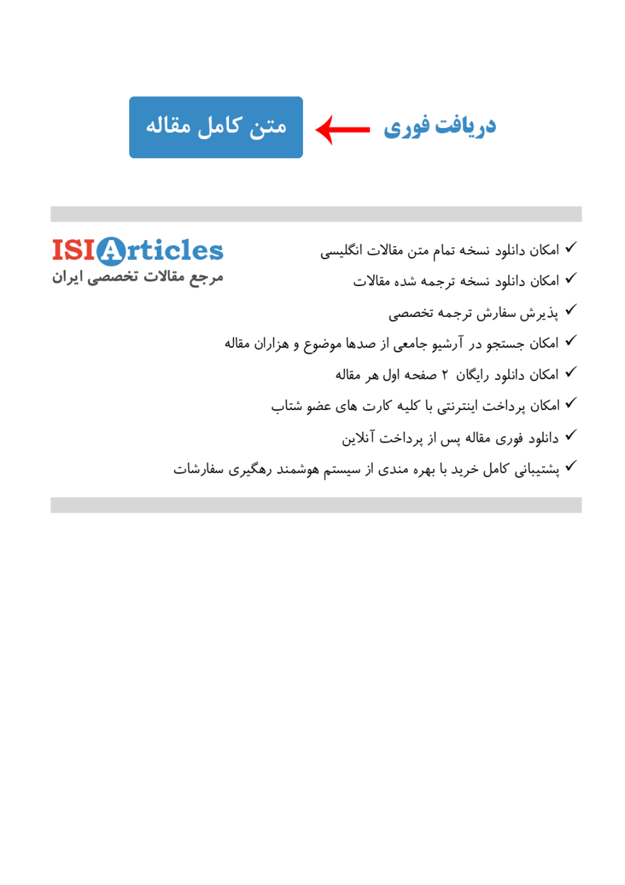**دریافت فوری** ← **متن کامل مقاله**

**ISIArticles**
مرجع مقالات تخصصی ایران

- ✓ امکان دانلود نسخه تمام متن مقالات انگلیسی
- ✓ امکان دانلود نسخه ترجمه شده مقالات
- ✓ پذیرش سفارش ترجمه تخصصی
- ✓ امکان جستجو در آرشیو جامعی از صدها موضوع و هزاران مقاله
- ✓ امکان دانلود رایگان ۲ صفحه اول هر مقاله
- ✓ امکان پرداخت اینترنتی با کلیه کارت های عضو شتاب
- ✓ دانلود فوری مقاله پس از پرداخت آنلاین
- ✓ پشتیبانی کامل خرید با بهره مندی از سیستم هوشمند رهگیری سفارشات